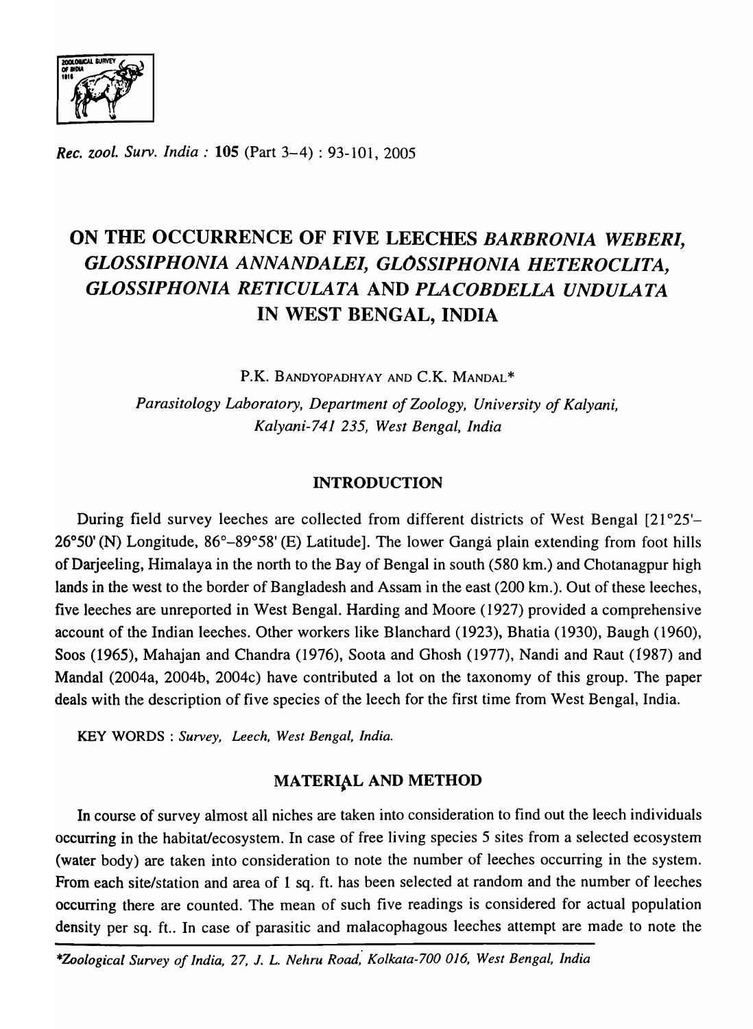# ON THE OCCURRENCE OF FIVE LEECHES *BARBRONIA WEBERI*, *GLOSSIPHONIA ANNANDALEI*, *GLOSSIPHONIA HETEROCLITA*, *GLOSSIPHONIA RETICULATA* AND *PLACOBDELLA UNDULATA* IN WEST BENGAL, INDIA

P.K. BANDYOPADHYAY AND C.K. MANDAL*

*Parasitology Laboratory, Department of Zoology, University of Kalyani, Kalyani-741 235, West Bengal, India*

## INTRODUCTION

During field survey leeches are collected from different districts of West Bengal [21°25'–26°50' (N) Longitude, 86°–89°58' (E) Latitude]. The lower Gangá plain extending from foot hills of Darjeeling, Himalaya in the north to the Bay of Bengal in south (580 km.) and Chotanagpur high lands in the west to the border of Bangladesh and Assam in the east (200 km.). Out of these leeches, five leeches are unreported in West Bengal. Harding and Moore (1927) provided a comprehensive account of the Indian leeches. Other workers like Blanchard (1923), Bhatia (1930), Baugh (1960), Soos (1965), Mahajan and Chandra (1976), Soota and Ghosh (1977), Nandi and Raut (1987) and Mandal (2004a, 2004b, 2004c) have contributed a lot on the taxonomy of this group. The paper deals with the description of five species of the leech for the first time from West Bengal, India.

KEY WORDS : *Survey, Leech, West Bengal, India.*

## MATERIAL AND METHOD

In course of survey almost all niches are taken into consideration to find out the leech individuals occurring in the habitat/ecosystem. In case of free living species 5 sites from a selected ecosystem (water body) are taken into consideration to note the number of leeches occurring in the system. From each site/station and area of 1 sq. ft. has been selected at random and the number of leeches occurring there are counted. The mean of such five readings is considered for actual population density per sq. ft.. In case of parasitic and malacophagous leeches attempt are made to note the

*Zoological Survey of India, 27, J. L. Nehru Road, Kolkata-700 016, West Bengal, India*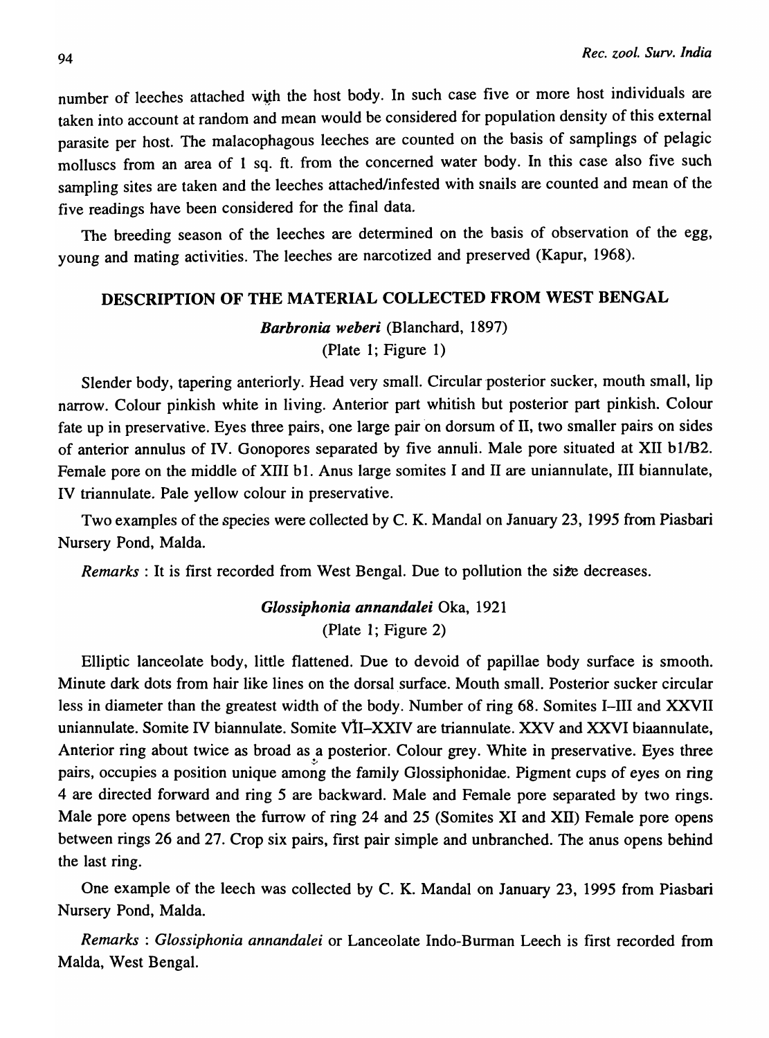number of leeches attached with the host body. In such case five or more host individuals are taken into account at random and mean would be considered for population density of this external parasite per host. The malacophagous leeches are counted on the basis of samplings of pelagic molluscs from an area of 1 sq. ft. from the concerned water body. In this case also five such sampling sites are taken and the leeches attached/infested with snails are counted and mean of the five readings have been considered for the final data.

The breeding season of the leeches are determined on the basis of observation of the egg, young and mating activities. The leeches are narcotized and preserved (Kapur, 1968).

## DESCRIPTION OF THE MATERIAL COLLECTED FROM WEST BENGAL

### *Barbronia weberi* (Blanchard, 1897)

(Plate 1; Figure 1)

Slender body, tapering anteriorly. Head very small. Circular posterior sucker, mouth small, lip narrow. Colour pinkish white in living. Anterior part whitish but posterior part pinkish. Colour fate up in preservative. Eyes three pairs, one large pair on dorsum of II, two smaller pairs on sides of anterior annulus of IV. Gonopores separated by five annuli. Male pore situated at XII b1/B2. Female pore on the middle of XIII b1. Anus large somites I and II are uniannulate, III biannulate, IV triannulate. Pale yellow colour in preservative.

Two examples of the species were collected by C. K. Mandal on January 23, 1995 from Piasbari Nursery Pond, Malda.

*Remarks* : It is first recorded from West Bengal. Due to pollution the size decreases.

### *Glossiphonia annandalei* Oka, 1921

(Plate 1; Figure 2)

Elliptic lanceolate body, little flattened. Due to devoid of papillae body surface is smooth. Minute dark dots from hair like lines on the dorsal surface. Mouth small. Posterior sucker circular less in diameter than the greatest width of the body. Number of ring 68. Somites I–III and XXVII uniannulate. Somite IV biannulate. Somite VII–XXIV are triannulate. XXV and XXVI biaannulate, Anterior ring about twice as broad as a posterior. Colour grey. White in preservative. Eyes three pairs, occupies a position unique among the family Glossiphonidae. Pigment cups of eyes on ring 4 are directed forward and ring 5 are backward. Male and Female pore separated by two rings. Male pore opens between the furrow of ring 24 and 25 (Somites XI and XII) Female pore opens between rings 26 and 27. Crop six pairs, first pair simple and unbranched. The anus opens behind the last ring.

One example of the leech was collected by C. K. Mandal on January 23, 1995 from Piasbari Nursery Pond, Malda.

*Remarks* : *Glossiphonia annandalei* or Lanceolate Indo-Burman Leech is first recorded from Malda, West Bengal.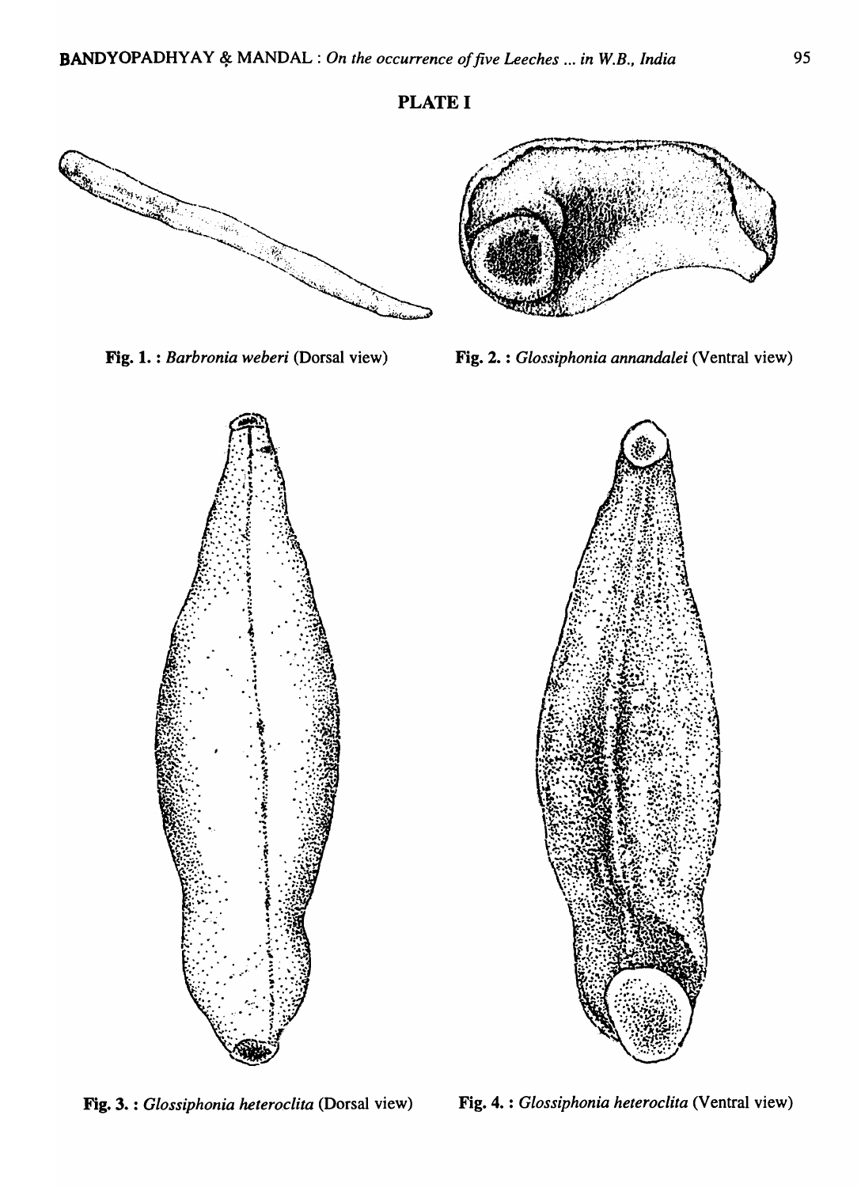**PLATE I**

**Fig. 1. :** *Barbronia weberi* (Dorsal view)

**Fig. 2. :** *Glossiphonia annandalei* (Ventral view)

**Fig. 3. :** *Glossiphonia heteroclita* (Dorsal view)

**Fig. 4. :** *Glossiphonia heteroclita* (Ventral view)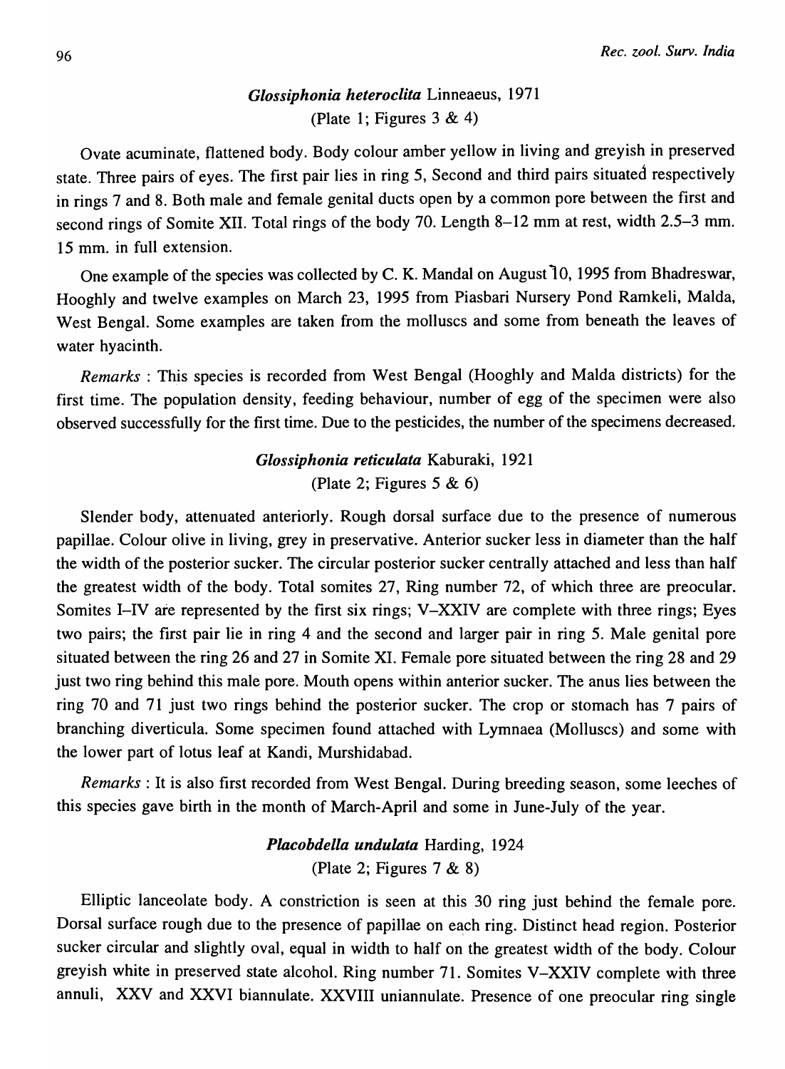### *Glossiphonia heteroclita* Linneaeus, 1971

(Plate 1; Figures 3 & 4)

Ovate acuminate, flattened body. Body colour amber yellow in living and greyish in preserved state. Three pairs of eyes. The first pair lies in ring 5, Second and third pairs situated respectively in rings 7 and 8. Both male and female genital ducts open by a common pore between the first and second rings of Somite XII. Total rings of the body 70. Length 8–12 mm at rest, width 2.5–3 mm. 15 mm. in full extension.

One example of the species was collected by C. K. Mandal on August 10, 1995 from Bhadreswar, Hooghly and twelve examples on March 23, 1995 from Piasbari Nursery Pond Ramkeli, Malda, West Bengal. Some examples are taken from the molluscs and some from beneath the leaves of water hyacinth.

*Remarks* : This species is recorded from West Bengal (Hooghly and Malda districts) for the first time. The population density, feeding behaviour, number of egg of the specimen were also observed successfully for the first time. Due to the pesticides, the number of the specimens decreased.

### *Glossiphonia reticulata* Kaburaki, 1921

(Plate 2; Figures 5 & 6)

Slender body, attenuated anteriorly. Rough dorsal surface due to the presence of numerous papillae. Colour olive in living, grey in preservative. Anterior sucker less in diameter than the half the width of the posterior sucker. The circular posterior sucker centrally attached and less than half the greatest width of the body. Total somites 27, Ring number 72, of which three are preocular. Somites I–IV are represented by the first six rings; V–XXIV are complete with three rings; Eyes two pairs; the first pair lie in ring 4 and the second and larger pair in ring 5. Male genital pore situated between the ring 26 and 27 in Somite XI. Female pore situated between the ring 28 and 29 just two ring behind this male pore. Mouth opens within anterior sucker. The anus lies between the ring 70 and 71 just two rings behind the posterior sucker. The crop or stomach has 7 pairs of branching diverticula. Some specimen found attached with Lymnaea (Molluscs) and some with the lower part of lotus leaf at Kandi, Murshidabad.

*Remarks* : It is also first recorded from West Bengal. During breeding season, some leeches of this species gave birth in the month of March-April and some in June-July of the year.

### ***Placobdella undulata*** Harding, 1924

(Plate 2; Figures 7 & 8)

Elliptic lanceolate body. A constriction is seen at this 30 ring just behind the female pore. Dorsal surface rough due to the presence of papillae on each ring. Distinct head region. Posterior sucker circular and slightly oval, equal in width to half on the greatest width of the body. Colour greyish white in preserved state alcohol. Ring number 71. Somites V–XXIV complete with three annuli, XXV and XXVI biannulate. XXVIII uniannulate. Presence of one preocular ring single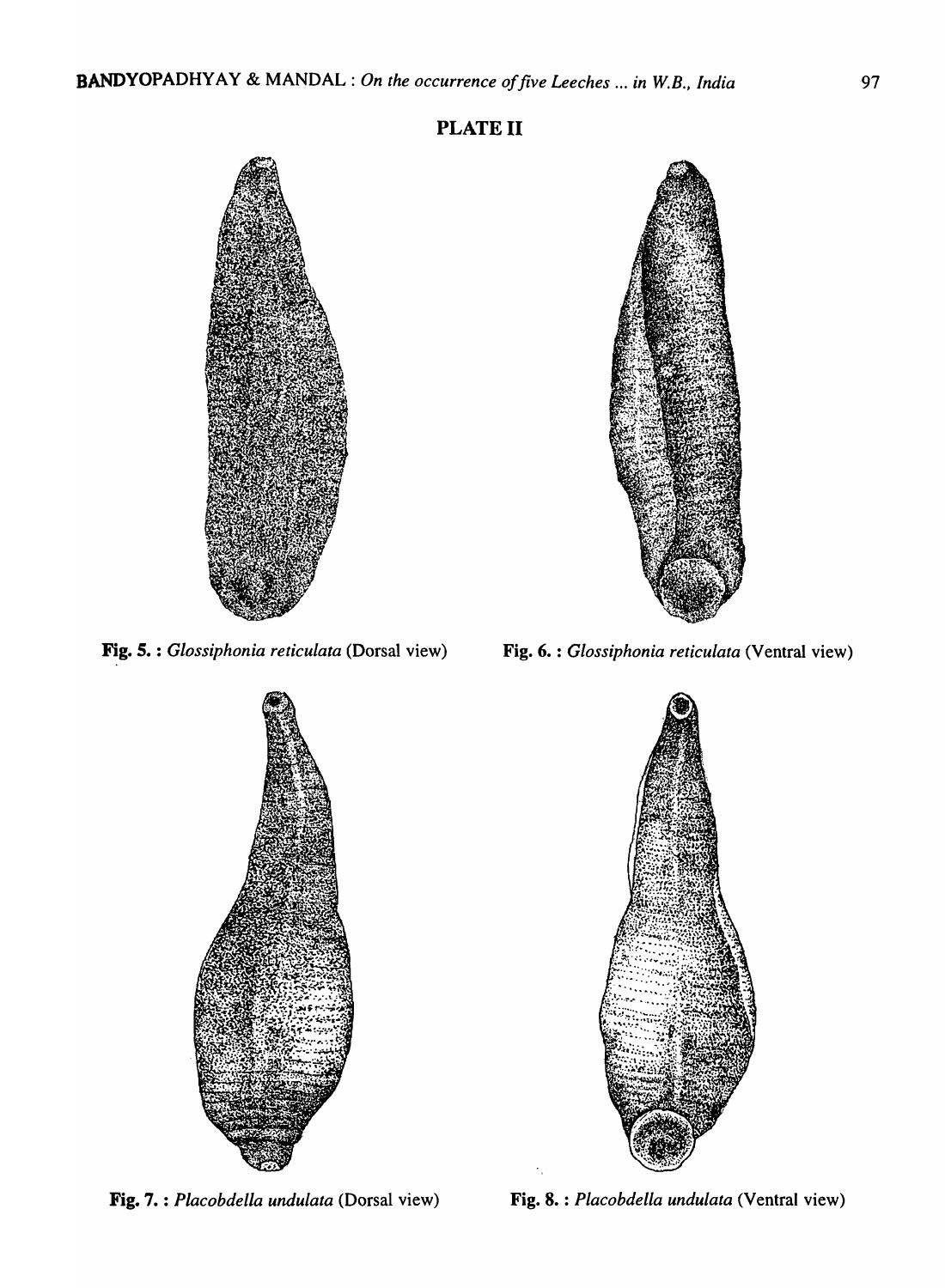## PLATE II

Fig. 5. : *Glossiphonia reticulata* (Dorsal view)

Fig. 6. : *Glossiphonia reticulata* (Ventral view)

Fig. 7. : *Placobdella undulata* (Dorsal view)

Fig. 8. : *Placobdella undulata* (Ventral view)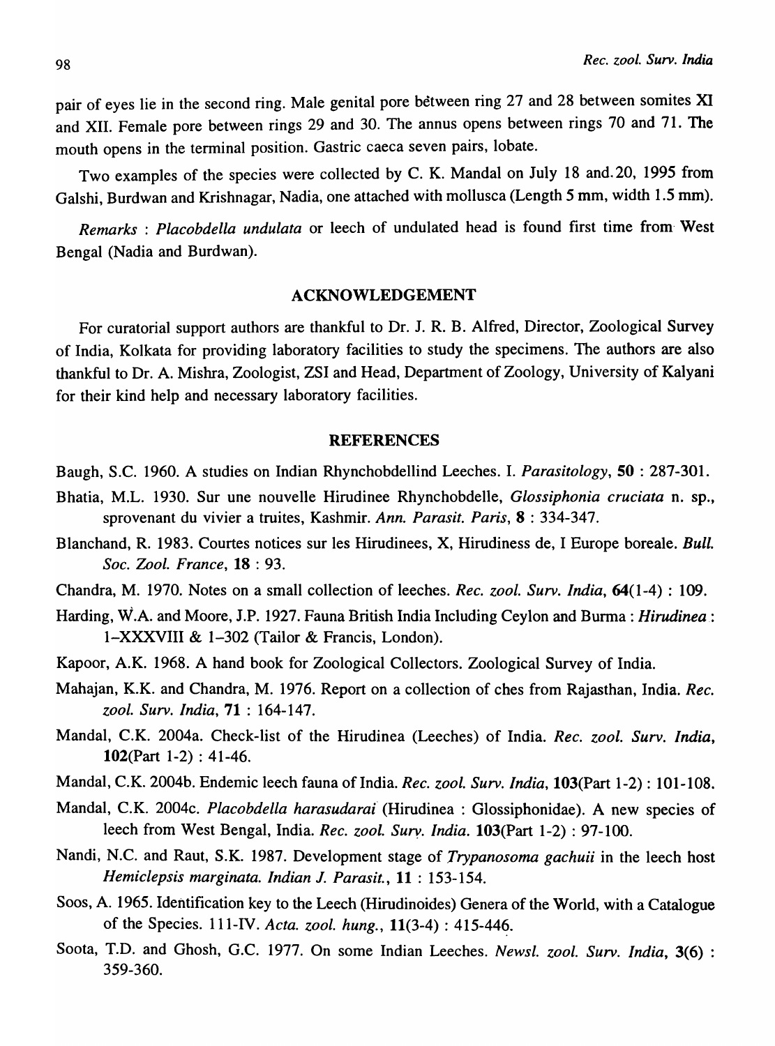pair of eyes lie in the second ring. Male genital pore bétween ring 27 and 28 between somites XI and XII. Female pore between rings 29 and 30. The annus opens between rings 70 and 71. The mouth opens in the terminal position. Gastric caeca seven pairs, lobate.

Two examples of the species were collected by C. K. Mandal on July 18 and.20, 1995 from Galshi, Burdwan and Krishnagar, Nadia, one attached with mollusca (Length 5 mm, width 1.5 mm).

*Remarks* : *Placobdella undulata* or leech of undulated head is found first time from West Bengal (Nadia and Burdwan).

## ACKNOWLEDGEMENT

For curatorial support authors are thankful to Dr. J. R. B. Alfred, Director, Zoological Survey of India, Kolkata for providing laboratory facilities to study the specimens. The authors are also thankful to Dr. A. Mishra, Zoologist, ZSI and Head, Department of Zoology, University of Kalyani for their kind help and necessary laboratory facilities.

## REFERENCES

Baugh, S.C. 1960. A studies on Indian Rhynchobdellind Leeches. I. *Parasitology*, **50** : 287-301.

Bhatia, M.L. 1930. Sur une nouvelle Hirudinee Rhynchobdelle, *Glossiphonia cruciata* n. sp., sprovenant du vivier a truites, Kashmir. *Ann. Parasit. Paris*, **8** : 334-347.

Blanchand, R. 1983. Courtes notices sur les Hirudinees, X, Hirudiness de, I Europe boreale. *Bull. Soc. Zool. France*, **18** : 93.

Chandra, M. 1970. Notes on a small collection of leeches. *Rec. zool. Surv. India*, **64**(1-4) : 109.

Harding, W.A. and Moore, J.P. 1927. Fauna British India Including Ceylon and Burma : *Hirudinea* : 1–XXXVIII & 1–302 (Tailor & Francis, London).

Kapoor, A.K. 1968. A hand book for Zoological Collectors. Zoological Survey of India.

Mahajan, K.K. and Chandra, M. 1976. Report on a collection of ches from Rajasthan, India. *Rec. zool. Surv. India*, **71** : 164-147.

Mandal, C.K. 2004a. Check-list of the Hirudinea (Leeches) of India. *Rec. zool. Surv. India*, **102**(Part 1-2) : 41-46.

Mandal, C.K. 2004b. Endemic leech fauna of India. *Rec. zool. Surv. India*, **103**(Part 1-2) : 101-108.

Mandal, C.K. 2004c. *Placobdella harasudarai* (Hirudinea : Glossiphonidae). A new species of leech from West Bengal, India. *Rec. zool. Surv. India*. **103**(Part 1-2) : 97-100.

Nandi, N.C. and Raut, S.K. 1987. Development stage of *Trypanosoma gachuii* in the leech host *Hemiclepsis marginata. Indian J. Parasit.*, **11** : 153-154.

Soos, A. 1965. Identification key to the Leech (Hirudinoides) Genera of the World, with a Catalogue of the Species. 111-IV. *Acta. zool. hung.*, **11**(3-4) : 415-446.

Soota, T.D. and Ghosh, G.C. 1977. On some Indian Leeches. *Newsl. zool. Surv. India*, **3**(6) : 359-360.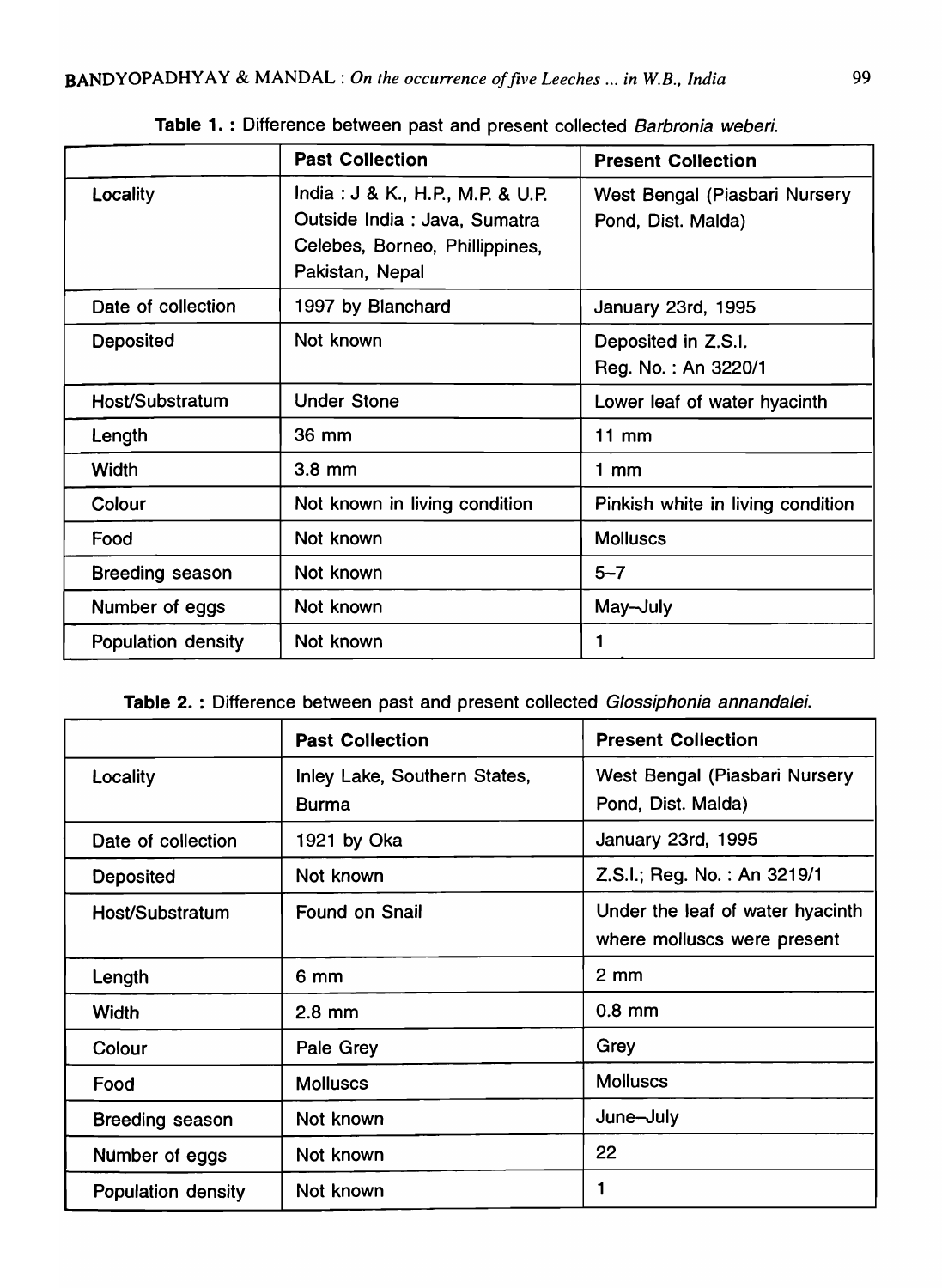**Table 1. :** Difference between past and present collected *Barbronia weberi*.

| | Past Collection | Present Collection |
|---|---|---|
| Locality | India : J & K., H.P., M.P. & U.P. Outside India : Java, Sumatra Celebes, Borneo, Phillippines, Pakistan, Nepal | West Bengal (Piasbari Nursery Pond, Dist. Malda) |
| Date of collection | 1997 by Blanchard | January 23rd, 1995 |
| Deposited | Not known | Deposited in Z.S.I. Reg. No. : An 3220/1 |
| Host/Substratum | Under Stone | Lower leaf of water hyacinth |
| Length | 36 mm | 11 mm |
| Width | 3.8 mm | 1 mm |
| Colour | Not known in living condition | Pinkish white in living condition |
| Food | Not known | Molluscs |
| Breeding season | Not known | 5–7 |
| Number of eggs | Not known | May–July |
| Population density | Not known | 1 |

**Table 2. :** Difference between past and present collected *Glossiphonia annandalei*.

| | Past Collection | Present Collection |
|---|---|---|
| Locality | Inley Lake, Southern States, Burma | West Bengal (Piasbari Nursery Pond, Dist. Malda) |
| Date of collection | 1921 by Oka | January 23rd, 1995 |
| Deposited | Not known | Z.S.I.; Reg. No. : An 3219/1 |
| Host/Substratum | Found on Snail | Under the leaf of water hyacinth where molluscs were present |
| Length | 6 mm | 2 mm |
| Width | 2.8 mm | 0.8 mm |
| Colour | Pale Grey | Grey |
| Food | Molluscs | Molluscs |
| Breeding season | Not known | June–July |
| Number of eggs | Not known | 22 |
| Population density | Not known | 1 |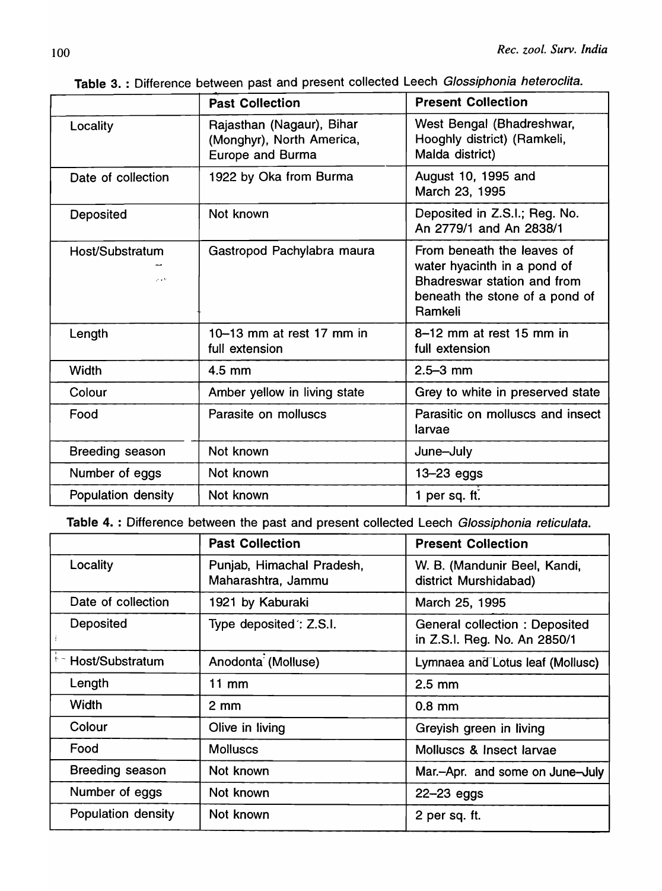**Table 3. :** Difference between past and present collected Leech *Glossiphonia heteroclita*.

| | Past Collection | Present Collection |
|---|---|---|
| Locality | Rajasthan (Nagaur), Bihar (Monghyr), North America, Europe and Burma | West Bengal (Bhadreshwar, Hooghly district) (Ramkeli, Malda district) |
| Date of collection | 1922 by Oka from Burma | August 10, 1995 and March 23, 1995 |
| Deposited | Not known | Deposited in Z.S.I.; Reg. No. An 2779/1 and An 2838/1 |
| Host/Substratum | Gastropod Pachylabra maura | From beneath the leaves of water hyacinth in a pond of Bhadreswar station and from beneath the stone of a pond of Ramkeli |
| Length | 10–13 mm at rest 17 mm in full extension | 8–12 mm at rest 15 mm in full extension |
| Width | 4.5 mm | 2.5–3 mm |
| Colour | Amber yellow in living state | Grey to white in preserved state |
| Food | Parasite on molluscs | Parasitic on molluscs and insect larvae |
| Breeding season | Not known | June–July |
| Number of eggs | Not known | 13–23 eggs |
| Population density | Not known | 1 per sq. ft. |

**Table 4. :** Difference between the past and present collected Leech *Glossiphonia reticulata*.

| | Past Collection | Present Collection |
|---|---|---|
| Locality | Punjab, Himachal Pradesh, Maharashtra, Jammu | W. B. (Mandunir Beel, Kandi, district Murshidabad) |
| Date of collection | 1921 by Kaburaki | March 25, 1995 |
| Deposited | Type deposited : Z.S.I. | General collection : Deposited in Z.S.I. Reg. No. An 2850/1 |
| Host/Substratum | Anodonta (Molluse) | Lymnaea and Lotus leaf (Mollusc) |
| Length | 11 mm | 2.5 mm |
| Width | 2 mm | 0.8 mm |
| Colour | Olive in living | Greyish green in living |
| Food | Molluscs | Molluscs & Insect larvae |
| Breeding season | Not known | Mar.–Apr. and some on June–July |
| Number of eggs | Not known | 22–23 eggs |
| Population density | Not known | 2 per sq. ft. |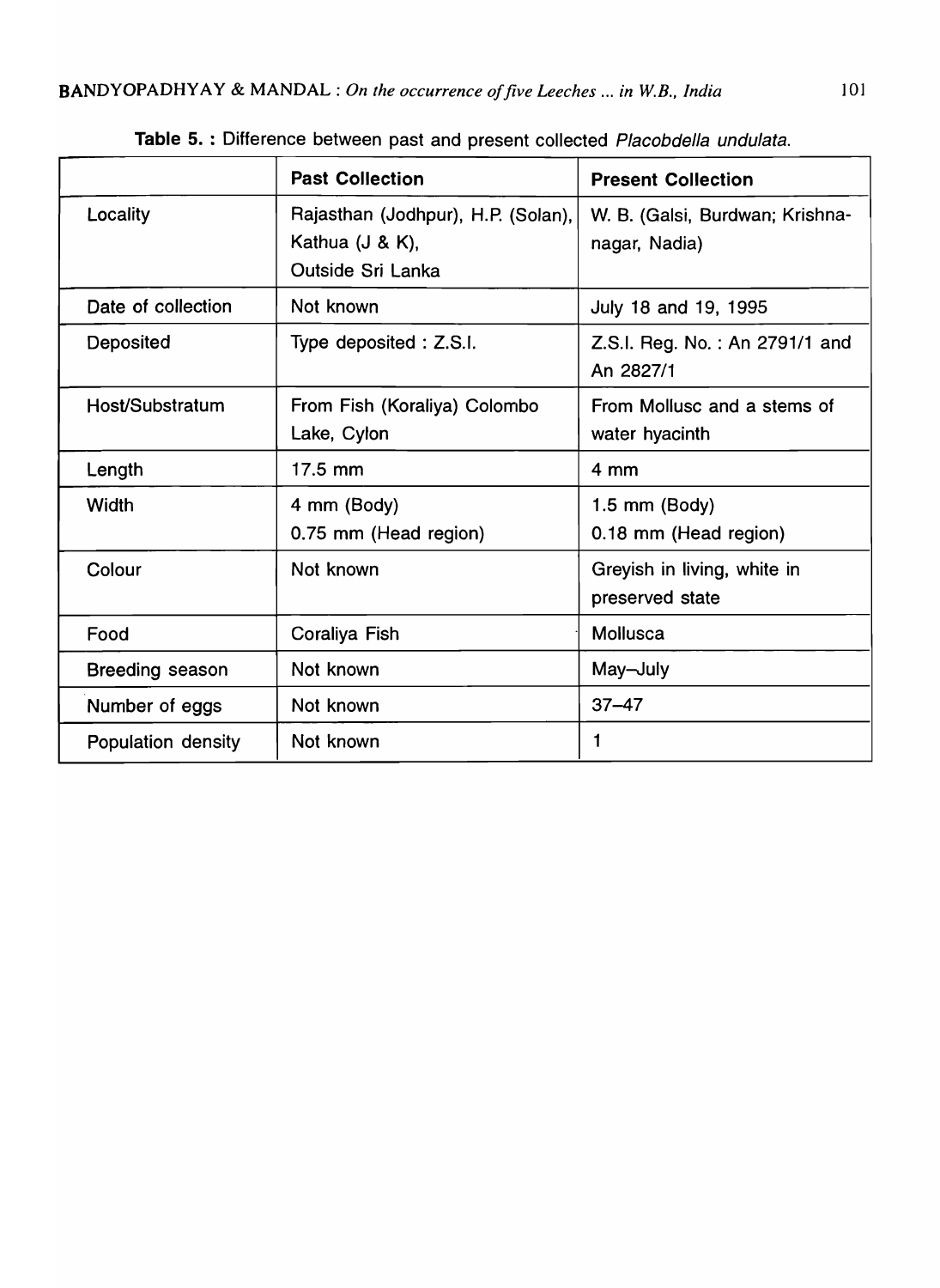**Table 5. :** Difference between past and present collected *Placobdella undulata*.

| | Past Collection | Present Collection |
|---|---|---|
| Locality | Rajasthan (Jodhpur), H.P. (Solan), Kathua (J & K), Outside Sri Lanka | W. B. (Galsi, Burdwan; Krishnanagar, Nadia) |
| Date of collection | Not known | July 18 and 19, 1995 |
| Deposited | Type deposited : Z.S.I. | Z.S.I. Reg. No. : An 2791/1 and An 2827/1 |
| Host/Substratum | From Fish (Koraliya) Colombo Lake, Cylon | From Mollusc and a stems of water hyacinth |
| Length | 17.5 mm | 4 mm |
| Width | 4 mm (Body) 0.75 mm (Head region) | 1.5 mm (Body) 0.18 mm (Head region) |
| Colour | Not known | Greyish in living, white in preserved state |
| Food | Coraliya Fish | Mollusca |
| Breeding season | Not known | May–July |
| Number of eggs | Not known | 37–47 |
| Population density | Not known | 1 |